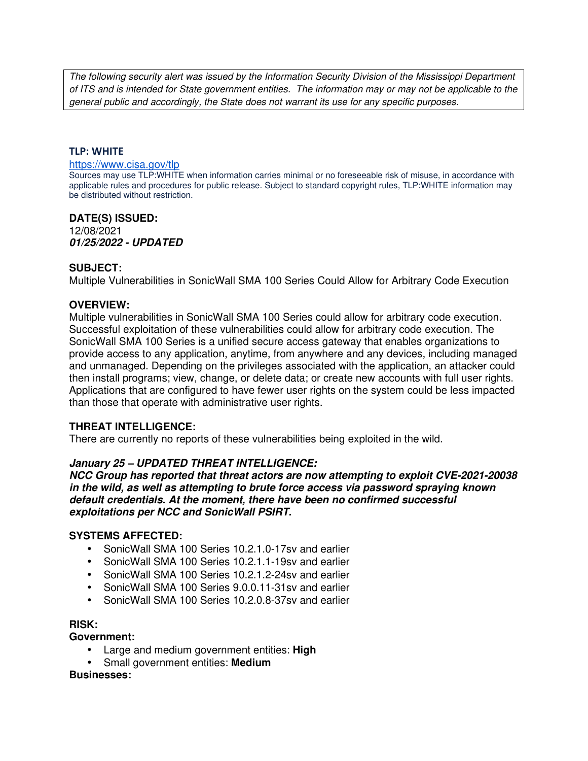*The following security alert was issued by the Information Security Division of the Mississippi Department of ITS and is intended for State government entities. The information may or may not be applicable to the general public and accordingly, the State does not warrant its use for any specific purposes.*

**TLP: WHITE**

https://www.cisa.gov/tlp

Sources may use TLP:WHITE when information carries minimal or no foreseeable risk of misuse, in accordance with applicable rules and procedures for public release. Subject to standard copyright rules, TLP:WHITE information may be distributed without restriction.

**DATE(S) ISSUED:**

12/08/2021

***01/25/2022 - UPDATED***

**SUBJECT:**

Multiple Vulnerabilities in SonicWall SMA 100 Series Could Allow for Arbitrary Code Execution

**OVERVIEW:**

Multiple vulnerabilities in SonicWall SMA 100 Series could allow for arbitrary code execution. Successful exploitation of these vulnerabilities could allow for arbitrary code execution. The SonicWall SMA 100 Series is a unified secure access gateway that enables organizations to provide access to any application, anytime, from anywhere and any devices, including managed and unmanaged. Depending on the privileges associated with the application, an attacker could then install programs; view, change, or delete data; or create new accounts with full user rights. Applications that are configured to have fewer user rights on the system could be less impacted than those that operate with administrative user rights.

**THREAT INTELLIGENCE:**

There are currently no reports of these vulnerabilities being exploited in the wild.

***January 25 – UPDATED THREAT INTELLIGENCE:***

***NCC Group has reported that threat actors are now attempting to exploit CVE-2021-20038 in the wild, as well as attempting to brute force access via password spraying known default credentials. At the moment, there have been no confirmed successful exploitations per NCC and SonicWall PSIRT.***

**SYSTEMS AFFECTED:**

- SonicWall SMA 100 Series 10.2.1.0-17sv and earlier
- SonicWall SMA 100 Series 10.2.1.1-19sv and earlier
- SonicWall SMA 100 Series 10.2.1.2-24sv and earlier
- SonicWall SMA 100 Series 9.0.0.11-31sv and earlier
- SonicWall SMA 100 Series 10.2.0.8-37sv and earlier

**RISK:**

**Government:**

- Large and medium government entities: **High**
- Small government entities: **Medium**

**Businesses:**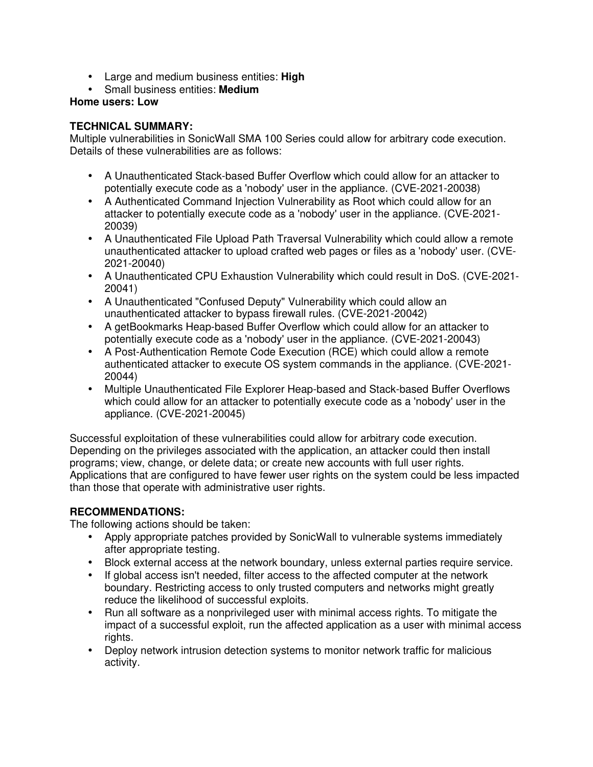- Large and medium business entities: **High**
- Small business entities: **Medium**

**Home users: Low**

**TECHNICAL SUMMARY:**
Multiple vulnerabilities in SonicWall SMA 100 Series could allow for arbitrary code execution. Details of these vulnerabilities are as follows:

- A Unauthenticated Stack-based Buffer Overflow which could allow for an attacker to potentially execute code as a 'nobody' user in the appliance. (CVE-2021-20038)
- A Authenticated Command Injection Vulnerability as Root which could allow for an attacker to potentially execute code as a 'nobody' user in the appliance. (CVE-2021-20039)
- A Unauthenticated File Upload Path Traversal Vulnerability which could allow a remote unauthenticated attacker to upload crafted web pages or files as a 'nobody' user. (CVE-2021-20040)
- A Unauthenticated CPU Exhaustion Vulnerability which could result in DoS. (CVE-2021-20041)
- A Unauthenticated "Confused Deputy" Vulnerability which could allow an unauthenticated attacker to bypass firewall rules. (CVE-2021-20042)
- A getBookmarks Heap-based Buffer Overflow which could allow for an attacker to potentially execute code as a 'nobody' user in the appliance. (CVE-2021-20043)
- A Post-Authentication Remote Code Execution (RCE) which could allow a remote authenticated attacker to execute OS system commands in the appliance. (CVE-2021-20044)
- Multiple Unauthenticated File Explorer Heap-based and Stack-based Buffer Overflows which could allow for an attacker to potentially execute code as a 'nobody' user in the appliance. (CVE-2021-20045)

Successful exploitation of these vulnerabilities could allow for arbitrary code execution. Depending on the privileges associated with the application, an attacker could then install programs; view, change, or delete data; or create new accounts with full user rights. Applications that are configured to have fewer user rights on the system could be less impacted than those that operate with administrative user rights.

**RECOMMENDATIONS:**
The following actions should be taken:

- Apply appropriate patches provided by SonicWall to vulnerable systems immediately after appropriate testing.
- Block external access at the network boundary, unless external parties require service.
- If global access isn't needed, filter access to the affected computer at the network boundary. Restricting access to only trusted computers and networks might greatly reduce the likelihood of successful exploits.
- Run all software as a nonprivileged user with minimal access rights. To mitigate the impact of a successful exploit, run the affected application as a user with minimal access rights.
- Deploy network intrusion detection systems to monitor network traffic for malicious activity.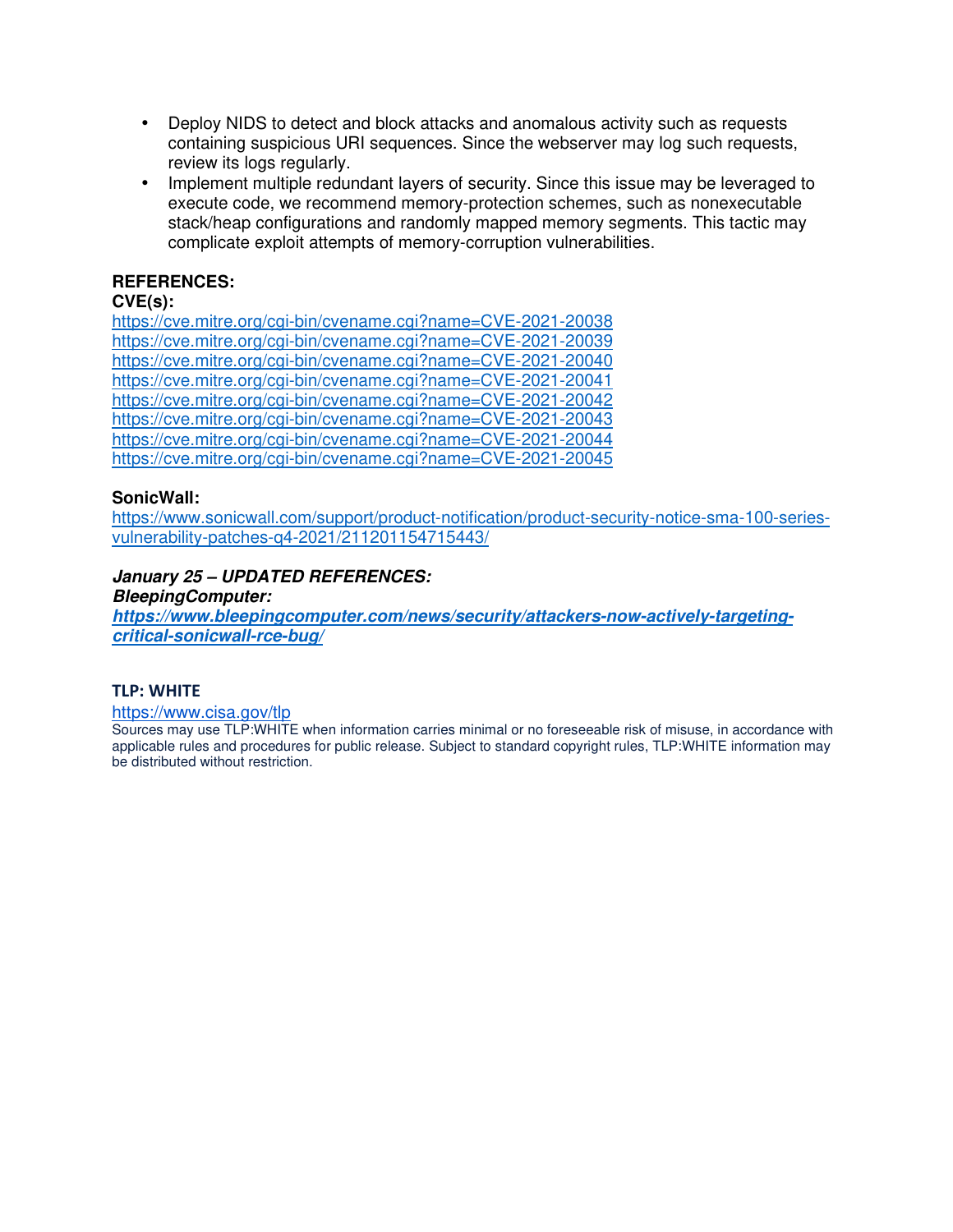- Deploy NIDS to detect and block attacks and anomalous activity such as requests containing suspicious URI sequences. Since the webserver may log such requests, review its logs regularly.
- Implement multiple redundant layers of security. Since this issue may be leveraged to execute code, we recommend memory-protection schemes, such as nonexecutable stack/heap configurations and randomly mapped memory segments. This tactic may complicate exploit attempts of memory-corruption vulnerabilities.

## REFERENCES:

**CVE(s):**

https://cve.mitre.org/cgi-bin/cvename.cgi?name=CVE-2021-20038
https://cve.mitre.org/cgi-bin/cvename.cgi?name=CVE-2021-20039
https://cve.mitre.org/cgi-bin/cvename.cgi?name=CVE-2021-20040
https://cve.mitre.org/cgi-bin/cvename.cgi?name=CVE-2021-20041
https://cve.mitre.org/cgi-bin/cvename.cgi?name=CVE-2021-20042
https://cve.mitre.org/cgi-bin/cvename.cgi?name=CVE-2021-20043
https://cve.mitre.org/cgi-bin/cvename.cgi?name=CVE-2021-20044
https://cve.mitre.org/cgi-bin/cvename.cgi?name=CVE-2021-20045

**SonicWall:**

https://www.sonicwall.com/support/product-notification/product-security-notice-sma-100-series-vulnerability-patches-q4-2021/211201154715443/

***January 25 – UPDATED REFERENCES:***

***BleepingComputer:***

***https://www.bleepingcomputer.com/news/security/attackers-now-actively-targeting-critical-sonicwall-rce-bug/***

**TLP: WHITE**

https://www.cisa.gov/tlp

Sources may use TLP:WHITE when information carries minimal or no foreseeable risk of misuse, in accordance with applicable rules and procedures for public release. Subject to standard copyright rules, TLP:WHITE information may be distributed without restriction.